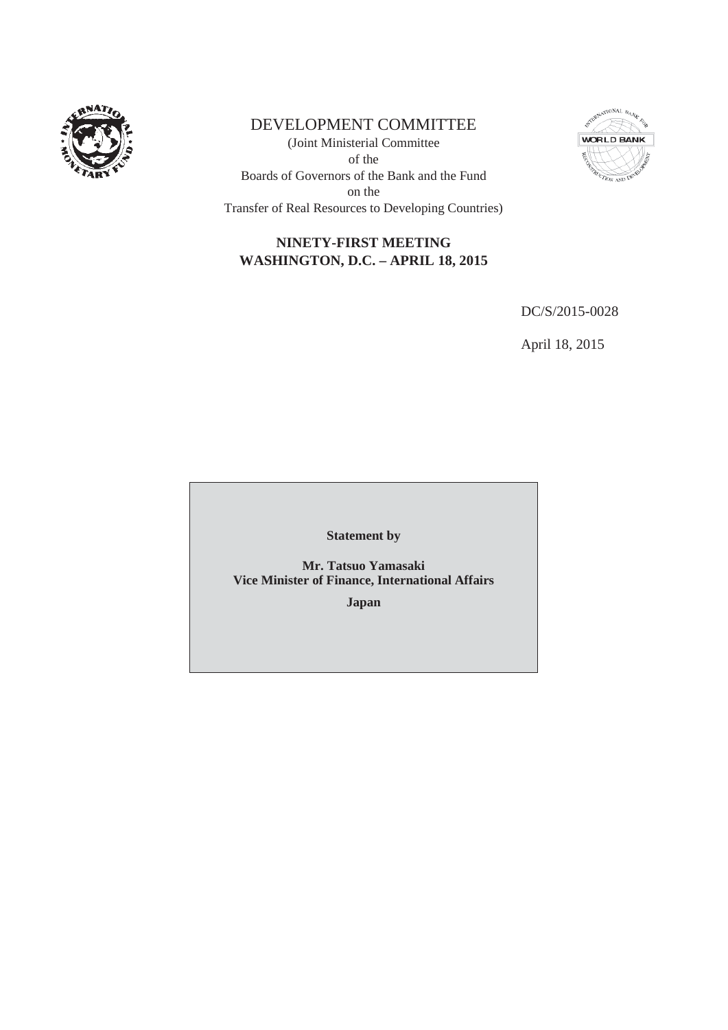# DEVELOPMENT COMMITTEE

(Joint Ministerial Committee
of the
Boards of Governors of the Bank and the Fund
on the
Transfer of Real Resources to Developing Countries)

**NINETY-FIRST MEETING**
**WASHINGTON, D.C. – APRIL 18, 2015**

DC/S/2015-0028

April 18, 2015

**Statement by**

**Mr. Tatsuo Yamasaki**
**Vice Minister of Finance, International Affairs**

**Japan**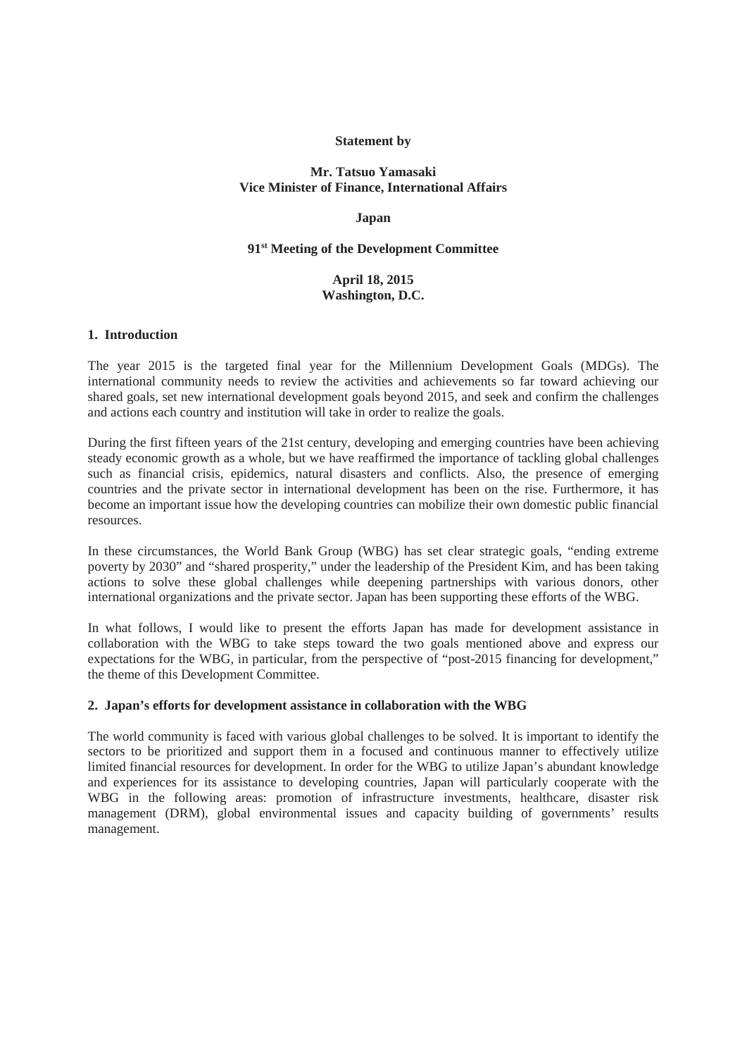**Statement by**

**Mr. Tatsuo Yamasaki**
**Vice Minister of Finance, International Affairs**

**Japan**

**91st Meeting of the Development Committee**

**April 18, 2015**
**Washington, D.C.**

## 1. Introduction

The year 2015 is the targeted final year for the Millennium Development Goals (MDGs). The international community needs to review the activities and achievements so far toward achieving our shared goals, set new international development goals beyond 2015, and seek and confirm the challenges and actions each country and institution will take in order to realize the goals.

During the first fifteen years of the 21st century, developing and emerging countries have been achieving steady economic growth as a whole, but we have reaffirmed the importance of tackling global challenges such as financial crisis, epidemics, natural disasters and conflicts. Also, the presence of emerging countries and the private sector in international development has been on the rise. Furthermore, it has become an important issue how the developing countries can mobilize their own domestic public financial resources.

In these circumstances, the World Bank Group (WBG) has set clear strategic goals, "ending extreme poverty by 2030" and "shared prosperity," under the leadership of the President Kim, and has been taking actions to solve these global challenges while deepening partnerships with various donors, other international organizations and the private sector. Japan has been supporting these efforts of the WBG.

In what follows, I would like to present the efforts Japan has made for development assistance in collaboration with the WBG to take steps toward the two goals mentioned above and express our expectations for the WBG, in particular, from the perspective of "post-2015 financing for development," the theme of this Development Committee.

## 2. Japan's efforts for development assistance in collaboration with the WBG

The world community is faced with various global challenges to be solved. It is important to identify the sectors to be prioritized and support them in a focused and continuous manner to effectively utilize limited financial resources for development. In order for the WBG to utilize Japan's abundant knowledge and experiences for its assistance to developing countries, Japan will particularly cooperate with the WBG in the following areas: promotion of infrastructure investments, healthcare, disaster risk management (DRM), global environmental issues and capacity building of governments' results management.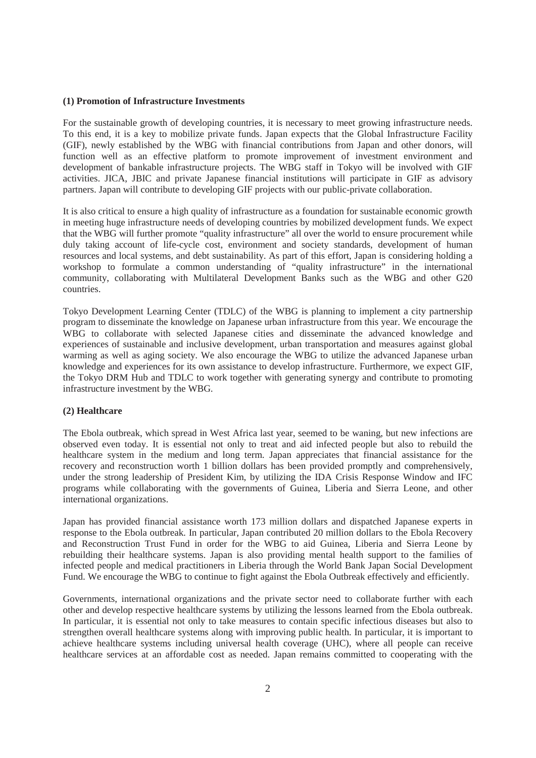**(1) Promotion of Infrastructure Investments**

For the sustainable growth of developing countries, it is necessary to meet growing infrastructure needs. To this end, it is a key to mobilize private funds. Japan expects that the Global Infrastructure Facility (GIF), newly established by the WBG with financial contributions from Japan and other donors, will function well as an effective platform to promote improvement of investment environment and development of bankable infrastructure projects. The WBG staff in Tokyo will be involved with GIF activities. JICA, JBIC and private Japanese financial institutions will participate in GIF as advisory partners. Japan will contribute to developing GIF projects with our public-private collaboration.

It is also critical to ensure a high quality of infrastructure as a foundation for sustainable economic growth in meeting huge infrastructure needs of developing countries by mobilized development funds. We expect that the WBG will further promote "quality infrastructure" all over the world to ensure procurement while duly taking account of life-cycle cost, environment and society standards, development of human resources and local systems, and debt sustainability. As part of this effort, Japan is considering holding a workshop to formulate a common understanding of "quality infrastructure" in the international community, collaborating with Multilateral Development Banks such as the WBG and other G20 countries.

Tokyo Development Learning Center (TDLC) of the WBG is planning to implement a city partnership program to disseminate the knowledge on Japanese urban infrastructure from this year. We encourage the WBG to collaborate with selected Japanese cities and disseminate the advanced knowledge and experiences of sustainable and inclusive development, urban transportation and measures against global warming as well as aging society. We also encourage the WBG to utilize the advanced Japanese urban knowledge and experiences for its own assistance to develop infrastructure. Furthermore, we expect GIF, the Tokyo DRM Hub and TDLC to work together with generating synergy and contribute to promoting infrastructure investment by the WBG.

**(2) Healthcare**

The Ebola outbreak, which spread in West Africa last year, seemed to be waning, but new infections are observed even today. It is essential not only to treat and aid infected people but also to rebuild the healthcare system in the medium and long term. Japan appreciates that financial assistance for the recovery and reconstruction worth 1 billion dollars has been provided promptly and comprehensively, under the strong leadership of President Kim, by utilizing the IDA Crisis Response Window and IFC programs while collaborating with the governments of Guinea, Liberia and Sierra Leone, and other international organizations.

Japan has provided financial assistance worth 173 million dollars and dispatched Japanese experts in response to the Ebola outbreak. In particular, Japan contributed 20 million dollars to the Ebola Recovery and Reconstruction Trust Fund in order for the WBG to aid Guinea, Liberia and Sierra Leone by rebuilding their healthcare systems. Japan is also providing mental health support to the families of infected people and medical practitioners in Liberia through the World Bank Japan Social Development Fund. We encourage the WBG to continue to fight against the Ebola Outbreak effectively and efficiently.

Governments, international organizations and the private sector need to collaborate further with each other and develop respective healthcare systems by utilizing the lessons learned from the Ebola outbreak. In particular, it is essential not only to take measures to contain specific infectious diseases but also to strengthen overall healthcare systems along with improving public health. In particular, it is important to achieve healthcare systems including universal health coverage (UHC), where all people can receive healthcare services at an affordable cost as needed. Japan remains committed to cooperating with the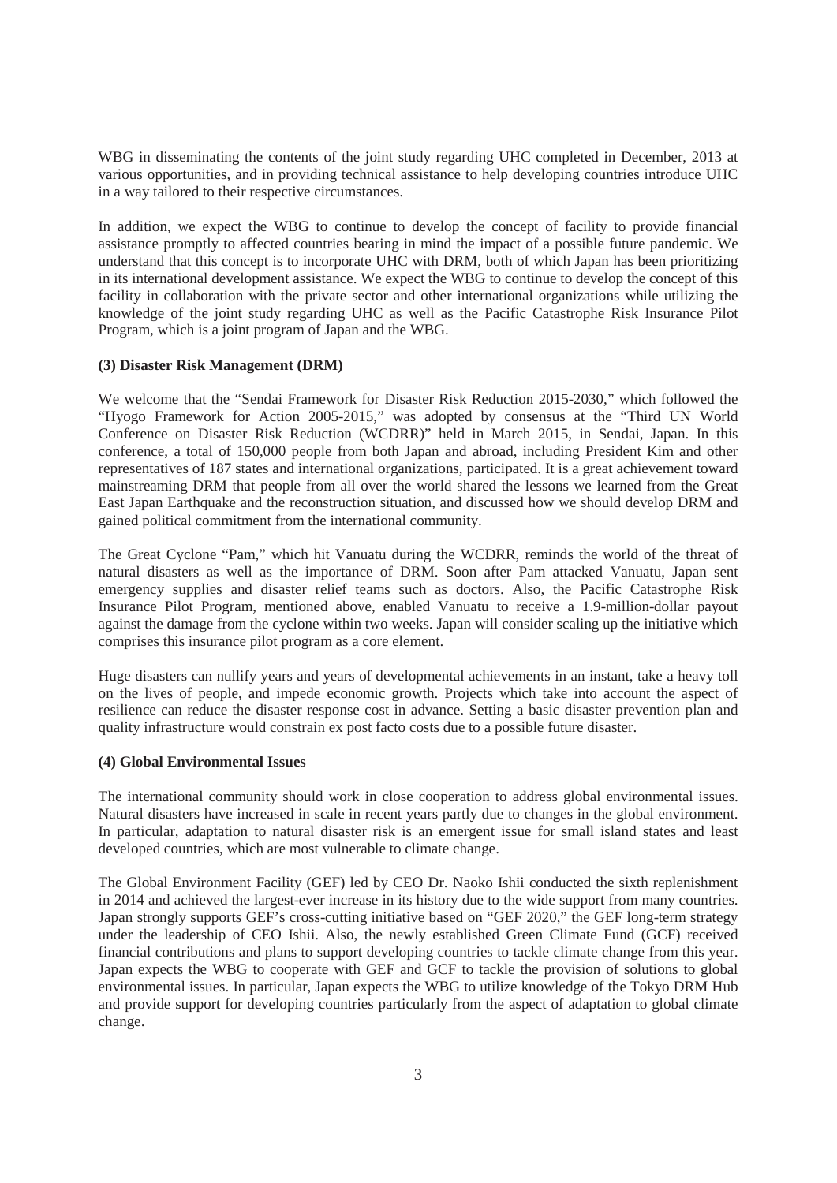WBG in disseminating the contents of the joint study regarding UHC completed in December, 2013 at various opportunities, and in providing technical assistance to help developing countries introduce UHC in a way tailored to their respective circumstances.

In addition, we expect the WBG to continue to develop the concept of facility to provide financial assistance promptly to affected countries bearing in mind the impact of a possible future pandemic. We understand that this concept is to incorporate UHC with DRM, both of which Japan has been prioritizing in its international development assistance. We expect the WBG to continue to develop the concept of this facility in collaboration with the private sector and other international organizations while utilizing the knowledge of the joint study regarding UHC as well as the Pacific Catastrophe Risk Insurance Pilot Program, which is a joint program of Japan and the WBG.

**(3) Disaster Risk Management (DRM)**

We welcome that the "Sendai Framework for Disaster Risk Reduction 2015-2030," which followed the "Hyogo Framework for Action 2005-2015," was adopted by consensus at the "Third UN World Conference on Disaster Risk Reduction (WCDRR)" held in March 2015, in Sendai, Japan. In this conference, a total of 150,000 people from both Japan and abroad, including President Kim and other representatives of 187 states and international organizations, participated. It is a great achievement toward mainstreaming DRM that people from all over the world shared the lessons we learned from the Great East Japan Earthquake and the reconstruction situation, and discussed how we should develop DRM and gained political commitment from the international community.

The Great Cyclone "Pam," which hit Vanuatu during the WCDRR, reminds the world of the threat of natural disasters as well as the importance of DRM. Soon after Pam attacked Vanuatu, Japan sent emergency supplies and disaster relief teams such as doctors. Also, the Pacific Catastrophe Risk Insurance Pilot Program, mentioned above, enabled Vanuatu to receive a 1.9-million-dollar payout against the damage from the cyclone within two weeks. Japan will consider scaling up the initiative which comprises this insurance pilot program as a core element.

Huge disasters can nullify years and years of developmental achievements in an instant, take a heavy toll on the lives of people, and impede economic growth. Projects which take into account the aspect of resilience can reduce the disaster response cost in advance. Setting a basic disaster prevention plan and quality infrastructure would constrain ex post facto costs due to a possible future disaster.

**(4) Global Environmental Issues**

The international community should work in close cooperation to address global environmental issues. Natural disasters have increased in scale in recent years partly due to changes in the global environment. In particular, adaptation to natural disaster risk is an emergent issue for small island states and least developed countries, which are most vulnerable to climate change.

The Global Environment Facility (GEF) led by CEO Dr. Naoko Ishii conducted the sixth replenishment in 2014 and achieved the largest-ever increase in its history due to the wide support from many countries. Japan strongly supports GEF's cross-cutting initiative based on "GEF 2020," the GEF long-term strategy under the leadership of CEO Ishii. Also, the newly established Green Climate Fund (GCF) received financial contributions and plans to support developing countries to tackle climate change from this year. Japan expects the WBG to cooperate with GEF and GCF to tackle the provision of solutions to global environmental issues. In particular, Japan expects the WBG to utilize knowledge of the Tokyo DRM Hub and provide support for developing countries particularly from the aspect of adaptation to global climate change.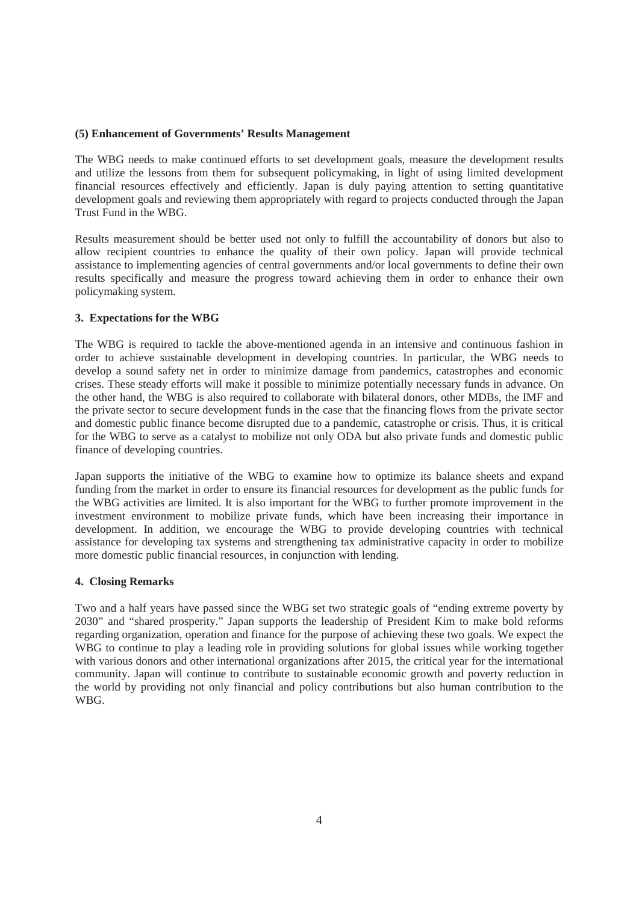### (5) Enhancement of Governments' Results Management

The WBG needs to make continued efforts to set development goals, measure the development results and utilize the lessons from them for subsequent policymaking, in light of using limited development financial resources effectively and efficiently. Japan is duly paying attention to setting quantitative development goals and reviewing them appropriately with regard to projects conducted through the Japan Trust Fund in the WBG.

Results measurement should be better used not only to fulfill the accountability of donors but also to allow recipient countries to enhance the quality of their own policy. Japan will provide technical assistance to implementing agencies of central governments and/or local governments to define their own results specifically and measure the progress toward achieving them in order to enhance their own policymaking system.

## 3. Expectations for the WBG

The WBG is required to tackle the above-mentioned agenda in an intensive and continuous fashion in order to achieve sustainable development in developing countries. In particular, the WBG needs to develop a sound safety net in order to minimize damage from pandemics, catastrophes and economic crises. These steady efforts will make it possible to minimize potentially necessary funds in advance. On the other hand, the WBG is also required to collaborate with bilateral donors, other MDBs, the IMF and the private sector to secure development funds in the case that the financing flows from the private sector and domestic public finance become disrupted due to a pandemic, catastrophe or crisis. Thus, it is critical for the WBG to serve as a catalyst to mobilize not only ODA but also private funds and domestic public finance of developing countries.

Japan supports the initiative of the WBG to examine how to optimize its balance sheets and expand funding from the market in order to ensure its financial resources for development as the public funds for the WBG activities are limited. It is also important for the WBG to further promote improvement in the investment environment to mobilize private funds, which have been increasing their importance in development. In addition, we encourage the WBG to provide developing countries with technical assistance for developing tax systems and strengthening tax administrative capacity in order to mobilize more domestic public financial resources, in conjunction with lending.

## 4. Closing Remarks

Two and a half years have passed since the WBG set two strategic goals of "ending extreme poverty by 2030" and "shared prosperity." Japan supports the leadership of President Kim to make bold reforms regarding organization, operation and finance for the purpose of achieving these two goals. We expect the WBG to continue to play a leading role in providing solutions for global issues while working together with various donors and other international organizations after 2015, the critical year for the international community. Japan will continue to contribute to sustainable economic growth and poverty reduction in the world by providing not only financial and policy contributions but also human contribution to the WBG.